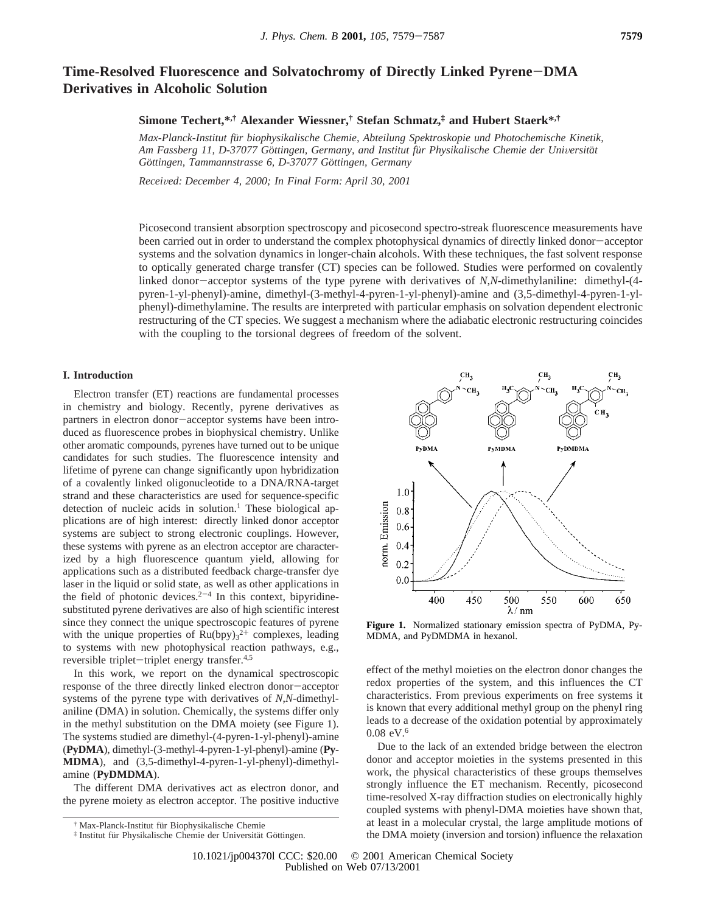# Time-Resolved Fluorescence and Solvatochromy of Directly Linked Pyrene−DMA Derivatives in Alcoholic Solution

**Simone Techert,\*,† Alexander Wiessner,† Stefan Schmatz,‡ and Hubert Staerk\*,†**

*Max-Planck-Institut für biophysikalische Chemie, Abteilung Spektroskopie und Photochemische Kinetik, Am Fassberg 11, D-37077 Göttingen, Germany, and Institut für Physikalische Chemie der Universität Göttingen, Tammannstrasse 6, D-37077 Göttingen, Germany*

*Received: December 4, 2000; In Final Form: April 30, 2001*

Picosecond transient absorption spectroscopy and picosecond spectro-streak fluorescence measurements have been carried out in order to understand the complex photophysical dynamics of directly linked donor−acceptor systems and the solvation dynamics in longer-chain alcohols. With these techniques, the fast solvent response to optically generated charge transfer (CT) species can be followed. Studies were performed on covalently linked donor−acceptor systems of the type pyrene with derivatives of *N,N*-dimethylaniline: dimethyl-(4-pyren-1-yl-phenyl)-amine, dimethyl-(3-methyl-4-pyren-1-yl-phenyl)-amine and (3,5-dimethyl-4-pyren-1-yl-phenyl)-dimethylamine. The results are interpreted with particular emphasis on solvation dependent electronic restructuring of the CT species. We suggest a mechanism where the adiabatic electronic restructuring coincides with the coupling to the torsional degrees of freedom of the solvent.

## I. Introduction

Electron transfer (ET) reactions are fundamental processes in chemistry and biology. Recently, pyrene derivatives as partners in electron donor−acceptor systems have been introduced as fluorescence probes in biophysical chemistry. Unlike other aromatic compounds, pyrenes have turned out to be unique candidates for such studies. The fluorescence intensity and lifetime of pyrene can change significantly upon hybridization of a covalently linked oligonucleotide to a DNA/RNA-target strand and these characteristics are used for sequence-specific detection of nucleic acids in solution.[1] These biological applications are of high interest: directly linked donor acceptor systems are subject to strong electronic couplings. However, these systems with pyrene as an electron acceptor are characterized by a high fluorescence quantum yield, allowing for applications such as a distributed feedback charge-transfer dye laser in the liquid or solid state, as well as other applications in the field of photonic devices.[2−4] In this context, bipyridine-substituted pyrene derivatives are also of high scientific interest since they connect the unique spectroscopic features of pyrene with the unique properties of $Ru(bpy)_3^{2+}$ complexes, leading to systems with new photophysical reaction pathways, e.g., reversible triplet−triplet energy transfer.[4,5]

In this work, we report on the dynamical spectroscopic response of the three directly linked electron donor−acceptor systems of the pyrene type with derivatives of *N,N*-dimethylaniline (DMA) in solution. Chemically, the systems differ only in the methyl substitution on the DMA moiety (see Figure 1). The systems studied are dimethyl-(4-pyren-1-yl-phenyl)-amine (**PyDMA**), dimethyl-(3-methyl-4-pyren-1-yl-phenyl)-amine (**PyMDMA**), and (3,5-dimethyl-4-pyren-1-yl-phenyl)-dimethylamine (**PyDMDMA**).

The different DMA derivatives act as electron donor, and the pyrene moiety as electron acceptor. The positive inductive effect of the methyl moieties on the electron donor changes the redox properties of the system, and this influences the CT characteristics. From previous experiments on free systems it is known that every additional methyl group on the phenyl ring leads to a decrease of the oxidation potential by approximately 0.08 eV.[6]

**Figure 1.** Normalized stationary emission spectra of PyDMA, PyMDMA, and PyDMDMA in hexanol.

Due to the lack of an extended bridge between the electron donor and acceptor moieties in the systems presented in this work, the physical characteristics of these groups themselves strongly influence the ET mechanism. Recently, picosecond time-resolved X-ray diffraction studies on electronically highly coupled systems with phenyl-DMA moieties have shown that, at least in a molecular crystal, the large amplitude motions of the DMA moiety (inversion and torsion) influence the relaxation

† Max-Planck-Institut für Biophysikalische Chemie

‡ Institut für Physikalische Chemie der Universität Göttingen.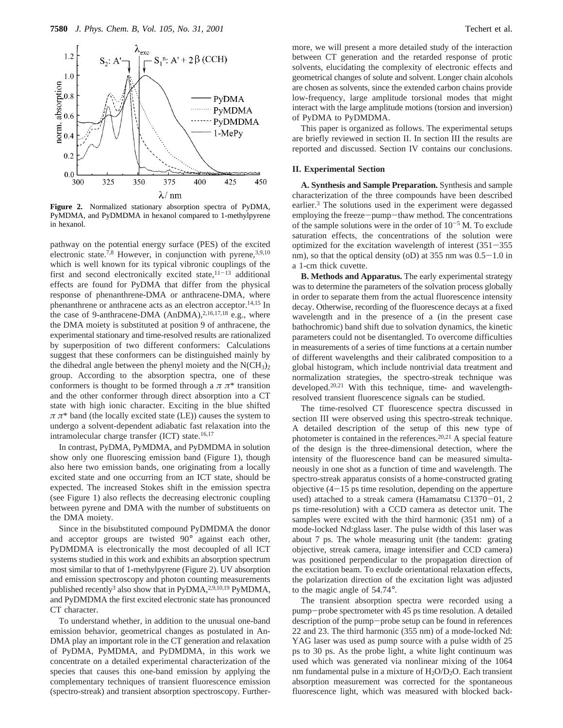**Figure 2.** Normalized stationary absorption spectra of PyDMA, PyMDMA, and PyDMDMA in hexanol compared to 1-methylpyrene in hexanol.

pathway on the potential energy surface (PES) of the excited electronic state.[7,8] However, in conjunction with pyrene,[3,9,10] which is well known for its typical vibronic couplings of the first and second electronically excited state,[11-13] additional effects are found for PyDMA that differ from the physical response of phenanthrene-DMA or anthracene-DMA, where phenanthrene or anthracene acts as an electron acceptor.[14,15] In the case of 9-anthracene-DMA (AnDMA),[2,16,17,18] e.g., where the DMA moiety is substituted at position 9 of anthracene, the experimental stationary and time-resolved results are rationalized by superposition of two different conformers: Calculations suggest that these conformers can be distinguished mainly by the dihedral angle between the phenyl moiety and the $N(CH_3)_2$ group. According to the absorption spectra, one of these conformers is thought to be formed through a $\pi\,\pi^*$ transition and the other conformer through direct absorption into a CT state with high ionic character. Exciting in the blue shifted $\pi\,\pi^*$ band (the locally excited state (LE)) causes the system to undergo a solvent-dependent adiabatic fast relaxation into the intramolecular charge transfer (ICT) state.[16,17]

In contrast, PyDMA, PyMDMA, and PyDMDMA in solution show only one fluorescing emission band (Figure 1), though also here two emission bands, one originating from a locally excited state and one occurring from an ICT state, should be expected. The increased Stokes shift in the emission spectra (see Figure 1) also reflects the decreasing electronic coupling between pyrene and DMA with the number of substituents on the DMA moiety.

Since in the bisubstituted compound PyDMDMA the donor and acceptor groups are twisted 90° against each other, PyDMDMA is electronically the most decoupled of all ICT systems studied in this work and exhibits an absorption spectrum most similar to that of 1-methylpyrene (Figure 2). UV absorption and emission spectroscopy and photon counting measurements published recently[3] also show that in PyDMA,[2,9,10,19] PyMDMA, and PyDMDMA the first excited electronic state has pronounced CT character.

To understand whether, in addition to the unusual one-band emission behavior, geometrical changes as postulated in AnDMA play an important role in the CT generation and relaxation of PyDMA, PyMDMA, and PyDMDMA, in this work we concentrate on a detailed experimental characterization of the species that causes this one-band emission by applying the complementary techniques of transient fluorescence emission (spectro-streak) and transient absorption spectroscopy. Furthermore, we will present a more detailed study of the interaction between CT generation and the retarded response of protic solvents, elucidating the complexity of electronic effects and geometrical changes of solute and solvent. Longer chain alcohols are chosen as solvents, since the extended carbon chains provide low-frequency, large amplitude torsional modes that might interact with the large amplitude motions (torsion and inversion) of PyDMA to PyDMDMA.

This paper is organized as follows. The experimental setups are briefly reviewed in section II. In section III the results are reported and discussed. Section IV contains our conclusions.

## II. Experimental Section

**A. Synthesis and Sample Preparation.** Synthesis and sample characterization of the three compounds have been described earlier.[3] The solutions used in the experiment were degassed employing the freeze–pump–thaw method. The concentrations of the sample solutions were in the order of $10^{-5}$ M. To exclude saturation effects, the concentrations of the solution were optimized for the excitation wavelength of interest (351–355 nm), so that the optical density (oD) at 355 nm was 0.5–1.0 in a 1-cm thick cuvette.

**B. Methods and Apparatus.** The early experimental strategy was to determine the parameters of the solvation process globally in order to separate them from the actual fluorescence intensity decay. Otherwise, recording of the fluorescence decays at a fixed wavelength and in the presence of a (in the present case bathochromic) band shift due to solvation dynamics, the kinetic parameters could not be disentangled. To overcome difficulties in measurements of a series of time functions at a certain number of different wavelengths and their calibrated composition to a global histogram, which include nontrivial data treatment and normalization strategies, the spectro-streak technique was developed.[20,21] With this technique, time- and wavelength-resolved transient fluorescence signals can be studied.

The time-resolved CT fluorescence spectra discussed in section III were observed using this spectro-streak technique. A detailed description of the setup of this new type of photometer is contained in the references.[20,21] A special feature of the design is the three-dimensional detection, where the intensity of the fluorescence band can be measured simultaneously in one shot as a function of time and wavelength. The spectro-streak apparatus consists of a home-constructed grating objective (4–15 ps time resolution, depending on the apperture used) attached to a streak camera (Hamamatsu C1370–01, 2 ps time-resolution) with a CCD camera as detector unit. The samples were excited with the third harmonic (351 nm) of a mode-locked Nd:glass laser. The pulse width of this laser was about 7 ps. The whole measuring unit (the tandem: grating objective, streak camera, image intensifier and CCD camera) was positioned perpendicular to the propagation direction of the excitation beam. To exclude orientational relaxation effects, the polarization direction of the excitation light was adjusted to the magic angle of 54.74°.

The transient absorption spectra were recorded using a pump–probe spectrometer with 45 ps time resolution. A detailed description of the pump–probe setup can be found in references 22 and 23. The third harmonic (355 nm) of a mode-locked Nd:YAG laser was used as pump source with a pulse width of 25 ps to 30 ps. As the probe light, a white light continuum was used which was generated via nonlinear mixing of the 1064 nm fundamental pulse in a mixture of $H_2O/D_2O$. Each transient absorption measurement was corrected for the spontaneous fluorescence light, which was measured with blocked back-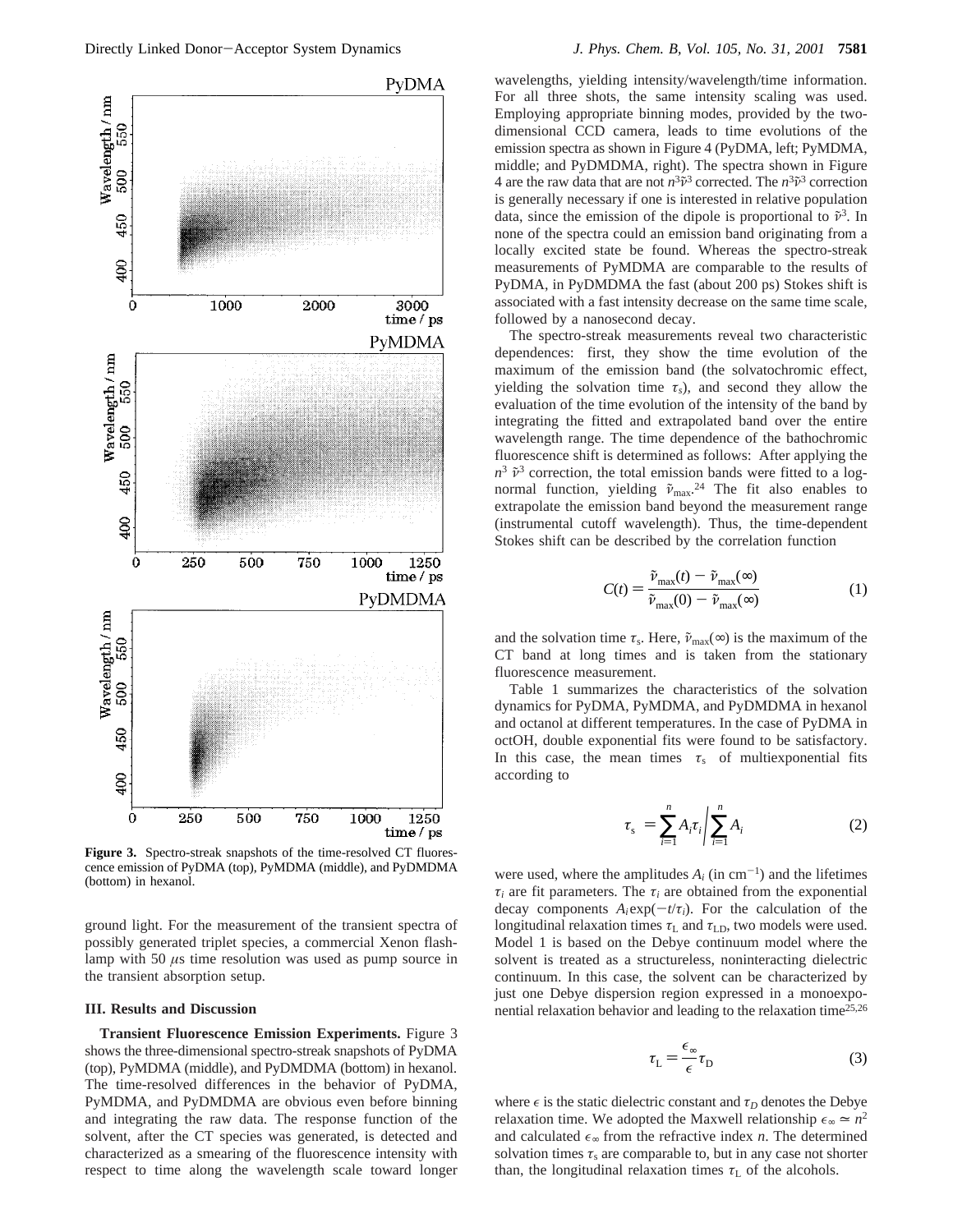**Figure 3.** Spectro-streak snapshots of the time-resolved CT fluorescence emission of PyDMA (top), PyMDMA (middle), and PyDMDMA (bottom) in hexanol.

ground light. For the measurement of the transient spectra of possibly generated triplet species, a commercial Xenon flash-lamp with 50 $\mu$s time resolution was used as pump source in the transient absorption setup.

## III. Results and Discussion

**Transient Fluorescence Emission Experiments.** Figure 3 shows the three-dimensional spectro-streak snapshots of PyDMA (top), PyMDMA (middle), and PyDMDMA (bottom) in hexanol. The time-resolved differences in the behavior of PyDMA, PyMDMA, and PyDMDMA are obvious even before binning and integrating the raw data. The response function of the solvent, after the CT species was generated, is detected and characterized as a smearing of the fluorescence intensity with respect to time along the wavelength scale toward longer wavelengths, yielding intensity/wavelength/time information. For all three shots, the same intensity scaling was used. Employing appropriate binning modes, provided by the two-dimensional CCD camera, leads to time evolutions of the emission spectra as shown in Figure 4 (PyDMA, left; PyMDMA, middle; and PyDMDMA, right). The spectra shown in Figure 4 are the raw data that are not $n^3\tilde{\nu}^3$ corrected. The $n^3\tilde{\nu}^3$ correction is generally necessary if one is interested in relative population data, since the emission of the dipole is proportional to $\tilde{\nu}^3$. In none of the spectra could an emission band originating from a locally excited state be found. Whereas the spectro-streak measurements of PyMDMA are comparable to the results of PyDMA, in PyDMDMA the fast (about 200 ps) Stokes shift is associated with a fast intensity decrease on the same time scale, followed by a nanosecond decay.

The spectro-streak measurements reveal two characteristic dependences: first, they show the time evolution of the maximum of the emission band (the solvatochromic effect, yielding the solvation time $\tau_s$), and second they allow the evaluation of the time evolution of the intensity of the band by integrating the fitted and extrapolated band over the entire wavelength range. The time dependence of the bathochromic fluorescence shift is determined as follows: After applying the $n^3\,\tilde{\nu}^3$ correction, the total emission bands were fitted to a log-normal function, yielding $\tilde{\nu}_{max}$.[24] The fit also enables to extrapolate the emission band beyond the measurement range (instrumental cutoff wavelength). Thus, the time-dependent Stokes shift can be described by the correlation function

$$C(t) = \frac{\tilde{\nu}_{max}(t) - \tilde{\nu}_{max}(\infty)}{\tilde{\nu}_{max}(0) - \tilde{\nu}_{max}(\infty)} \tag{1}$$

and the solvation time $\tau_s$. Here, $\tilde{\nu}_{max}(\infty)$ is the maximum of the CT band at long times and is taken from the stationary fluorescence measurement.

Table 1 summarizes the characteristics of the solvation dynamics for PyDMA, PyMDMA, and PyDMDMA in hexanol and octanol at different temperatures. In the case of PyDMA in octOH, double exponential fits were found to be satisfactory. In this case, the mean times $\tau_s$ of multiexponential fits according to

$$\tau_s = \sum_{i=1}^{n} A_i \tau_i \Big/ \sum_{i=1}^{n} A_i \tag{2}$$

were used, where the amplitudes $A_i$ (in cm$^{-1}$) and the lifetimes $\tau_i$ are fit parameters. The $\tau_i$ are obtained from the exponential decay components $A_i \exp(-t/\tau_i)$. For the calculation of the longitudinal relaxation times $\tau_L$ and $\tau_{LD}$, two models were used. Model 1 is based on the Debye continuum model where the solvent is treated as a structureless, noninteracting dielectric continuum. In this case, the solvent can be characterized by just one Debye dispersion region expressed in a monoexponential relaxation behavior and leading to the relaxation time[25,26]

$$\tau_L = \frac{\epsilon_\infty}{\epsilon}\tau_D \tag{3}$$

where $\epsilon$ is the static dielectric constant and $\tau_D$ denotes the Debye relaxation time. We adopted the Maxwell relationship $\epsilon_\infty \simeq n^2$ and calculated $\epsilon_\infty$ from the refractive index $n$. The determined solvation times $\tau_s$ are comparable to, but in any case not shorter than, the longitudinal relaxation times $\tau_L$ of the alcohols.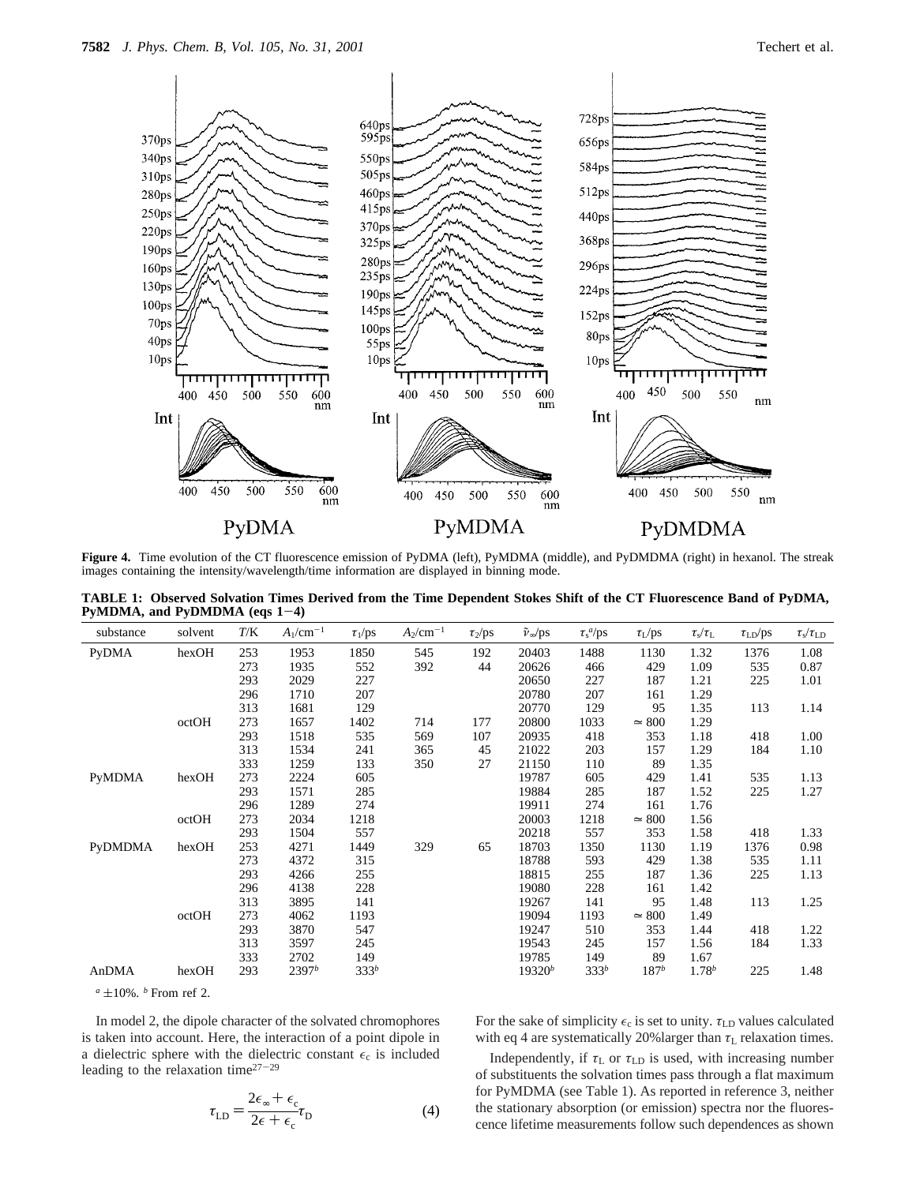**Figure 4.** Time evolution of the CT fluorescence emission of PyDMA (left), PyMDMA (middle), and PyDMDMA (right) in hexanol. The streak images containing the intensity/wavelength/time information are displayed in binning mode.

**TABLE 1: Observed Solvation Times Derived from the Time Dependent Stokes Shift of the CT Fluorescence Band of PyDMA, PyMDMA, and PyDMDMA (eqs 1−4)**

| substance | solvent | $T$/K | $A_1$/cm$^{-1}$ | $\tau_1$/ps | $A_2$/cm$^{-1}$ | $\tau_2$/ps | $\tilde{\nu}_\infty$/ps | $\tau_s$[a]/ps | $\tau_L$/ps | $\tau_s/\tau_L$ | $\tau_{LD}$/ps | $\tau_s/\tau_{LD}$ |
|---|---|---|---|---|---|---|---|---|---|---|---|---|
| PyDMA | hexOH | 253 | 1953 | 1850 | 545 | 192 | 20403 | 1488 | 1130 | 1.32 | 1376 | 1.08 |
| | | 273 | 1935 | 552 | 392 | 44 | 20626 | 466 | 429 | 1.09 | 535 | 0.87 |
| | | 293 | 2029 | 227 | | | 20650 | 227 | 187 | 1.21 | 225 | 1.01 |
| | | 296 | 1710 | 207 | | | 20780 | 207 | 161 | 1.29 | | |
| | | 313 | 1681 | 129 | | | 20770 | 129 | 95 | 1.35 | 113 | 1.14 |
| | octOH | 273 | 1657 | 1402 | 714 | 177 | 20800 | 1033 | ≃ 800 | 1.29 | | |
| | | 293 | 1518 | 535 | 569 | 107 | 20935 | 418 | 353 | 1.18 | 418 | 1.00 |
| | | 313 | 1534 | 241 | 365 | 45 | 21022 | 203 | 157 | 1.29 | 184 | 1.10 |
| | | 333 | 1259 | 133 | 350 | 27 | 21150 | 110 | 89 | 1.35 | | |
| PyMDMA | hexOH | 273 | 2224 | 605 | | | 19787 | 605 | 429 | 1.41 | 535 | 1.13 |
| | | 293 | 1571 | 285 | | | 19884 | 285 | 187 | 1.52 | 225 | 1.27 |
| | | 296 | 1289 | 274 | | | 19911 | 274 | 161 | 1.76 | | |
| | octOH | 273 | 2034 | 1218 | | | 20003 | 1218 | ≃ 800 | 1.56 | | |
| | | 293 | 1504 | 557 | | | 20218 | 557 | 353 | 1.58 | 418 | 1.33 |
| PyDMDMA | hexOH | 253 | 4271 | 1449 | 329 | 65 | 18703 | 1350 | 1130 | 1.19 | 1376 | 0.98 |
| | | 273 | 4372 | 315 | | | 18788 | 593 | 429 | 1.38 | 535 | 1.11 |
| | | 293 | 4266 | 255 | | | 18815 | 255 | 187 | 1.36 | 225 | 1.13 |
| | | 296 | 4138 | 228 | | | 19080 | 228 | 161 | 1.42 | | |
| | | 313 | 3895 | 141 | | | 19267 | 141 | 95 | 1.48 | 113 | 1.25 |
| | octOH | 273 | 4062 | 1193 | | | 19094 | 1193 | ≃ 800 | 1.49 | | |
| | | 293 | 3870 | 547 | | | 19247 | 510 | 353 | 1.44 | 418 | 1.22 |
| | | 313 | 3597 | 245 | | | 19543 | 245 | 157 | 1.56 | 184 | 1.33 |
| | | 333 | 2702 | 149 | | | 19785 | 149 | 89 | 1.67 | | |
| AnDMA | hexOH | 293 | 2397[b] | 333[b] | | | 19320[b] | 333[b] | 187[b] | 1.78[b] | 225 | 1.48 |

[a] ±10%. [b] From ref 2.

In model 2, the dipole character of the solvated chromophores is taken into account. Here, the interaction of a point dipole in a dielectric sphere with the dielectric constant $\epsilon_c$ is included leading to the relaxation time[27−29]

$$\tau_{LD} = \frac{2\epsilon_\infty + \epsilon_c}{2\epsilon + \epsilon_c}\tau_D \tag{4}$$

For the sake of simplicity $\epsilon_c$ is set to unity. $\tau_{LD}$ values calculated with eq 4 are systematically 20%larger than $\tau_L$ relaxation times.

Independently, if $\tau_L$ or $\tau_{LD}$ is used, with increasing number of substituents the solvation times pass through a flat maximum for PyMDMA (see Table 1). As reported in reference 3, neither the stationary absorption (or emission) spectra nor the fluorescence lifetime measurements follow such dependences as shown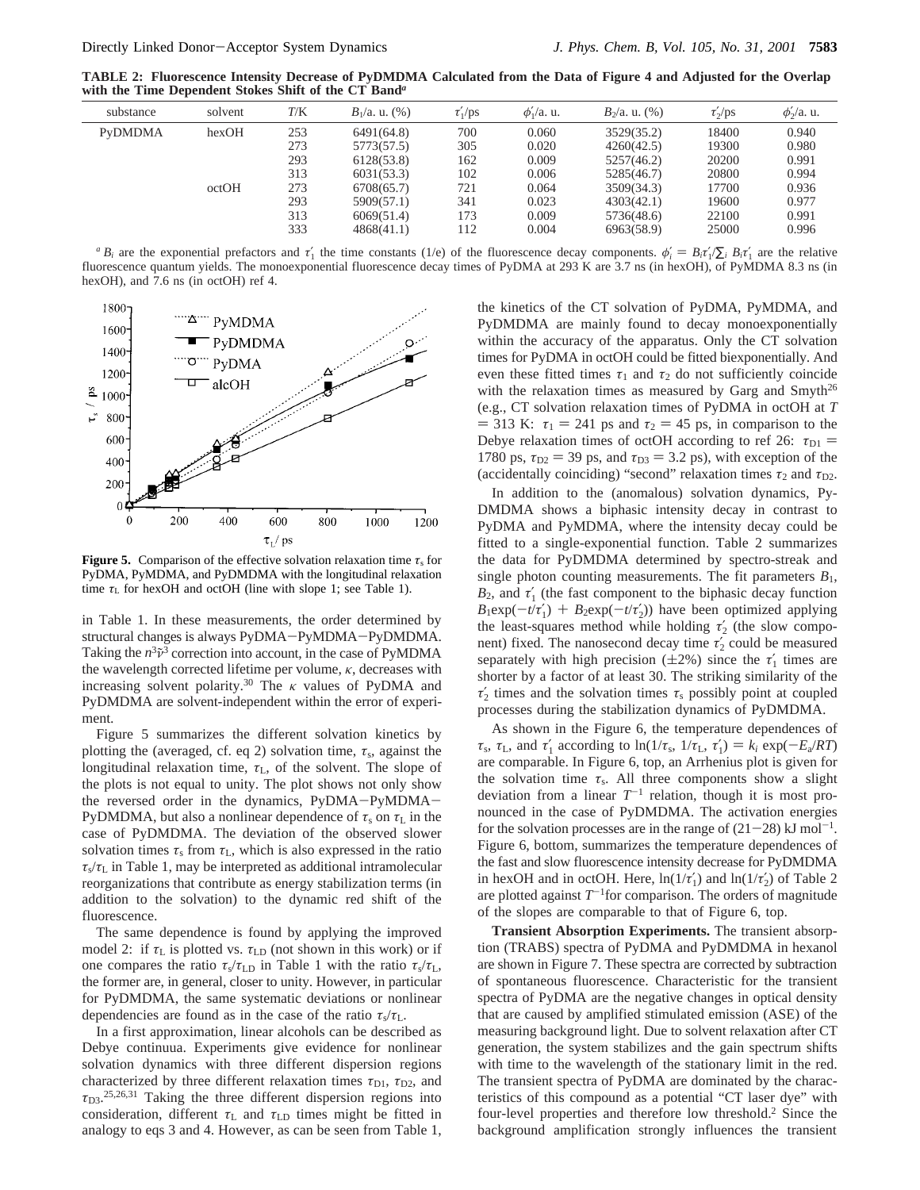**TABLE 2: Fluorescence Intensity Decrease of PyDMDMA Calculated from the Data of Figure 4 and Adjusted for the Overlap with the Time Dependent Stokes Shift of the CT Band[a]**

| substance | solvent | T/K | $B_1$/a. u. (%) | $\tau'_1$/ps | $\phi'_1$/a. u. | $B_2$/a. u. (%) | $\tau'_2$/ps | $\phi'_2$/a. u. |
|---|---|---|---|---|---|---|---|---|
| PyDMDMA | hexOH | 253 | 6491(64.8) | 700 | 0.060 | 3529(35.2) | 18400 | 0.940 |
| | | 273 | 5773(57.5) | 305 | 0.020 | 4260(42.5) | 19300 | 0.980 |
| | | 293 | 6128(53.8) | 162 | 0.009 | 5257(46.2) | 20200 | 0.991 |
| | | 313 | 6031(53.3) | 102 | 0.006 | 5285(46.7) | 20800 | 0.994 |
| | octOH | 273 | 6708(65.7) | 721 | 0.064 | 3509(34.3) | 17700 | 0.936 |
| | | 293 | 5909(57.1) | 341 | 0.023 | 4303(42.1) | 19600 | 0.977 |
| | | 313 | 6069(51.4) | 173 | 0.009 | 5736(48.6) | 22100 | 0.991 |
| | | 333 | 4868(41.1) | 112 | 0.004 | 6963(58.9) | 25000 | 0.996 |

[a] $B_i$ are the exponential prefactors and $\tau'_1$ the time constants (1/e) of the fluorescence decay components. $\phi'_i = B_i\tau'_i/\sum_i B_i\tau'_i$ are the relative fluorescence quantum yields. The monoexponential fluorescence decay times of PyDMA at 293 K are 3.7 ns (in hexOH), of PyMDMA 8.3 ns (in hexOH), and 7.6 ns (in octOH) ref 4.

**Figure 5.** Comparison of the effective solvation relaxation time $\tau_s$ for PyDMA, PyMDMA, and PyDMDMA with the longitudinal relaxation time $\tau_L$ for hexOH and octOH (line with slope 1; see Table 1).

in Table 1. In these measurements, the order determined by structural changes is always PyDMA–PyMDMA–PyDMDMA. Taking the $n^3\tilde{\nu}^3$ correction into account, in the case of PyMDMA the wavelength corrected lifetime per volume, $\kappa$, decreases with increasing solvent polarity.[30] The $\kappa$ values of PyDMA and PyDMDMA are solvent-independent within the error of experiment.

Figure 5 summarizes the different solvation kinetics by plotting the (averaged, cf. eq 2) solvation time, $\tau_s$, against the longitudinal relaxation time, $\tau_L$, of the solvent. The slope of the plots is not equal to unity. The plot shows not only show the reversed order in the dynamics, PyDMA–PyMDMA–PyDMDMA, but also a nonlinear dependence of $\tau_s$ on $\tau_L$ in the case of PyDMDMA. The deviation of the observed slower solvation times $\tau_s$ from $\tau_L$, which is also expressed in the ratio $\tau_s/\tau_L$ in Table 1, may be interpreted as additional intramolecular reorganizations that contribute as energy stabilization terms (in addition to the solvation) to the dynamic red shift of the fluorescence.

The same dependence is found by applying the improved model 2: if $\tau_L$ is plotted vs. $\tau_{LD}$ (not shown in this work) or if one compares the ratio $\tau_s/\tau_{LD}$ in Table 1 with the ratio $\tau_s/\tau_L$, the former are, in general, closer to unity. However, in particular for PyDMDMA, the same systematic deviations or nonlinear dependencies are found as in the case of the ratio $\tau_s/\tau_L$.

In a first approximation, linear alcohols can be described as Debye continuua. Experiments give evidence for nonlinear solvation dynamics with three different dispersion regions characterized by three different relaxation times $\tau_{D1}$, $\tau_{D2}$, and $\tau_{D3}$.[25,26,31] Taking the three different dispersion regions into consideration, different $\tau_L$ and $\tau_{LD}$ times might be fitted in analogy to eqs 3 and 4. However, as can be seen from Table 1, the kinetics of the CT solvation of PyDMA, PyMDMA, and PyDMDMA are mainly found to decay monoexponentially within the accuracy of the apparatus. Only the CT solvation times for PyDMA in octOH could be fitted biexponentially. And even these fitted times $\tau_1$ and $\tau_2$ do not sufficiently coincide with the relaxation times as measured by Garg and Smyth[26] (e.g., CT solvation relaxation times of PyDMA in octOH at $T$ = 313 K: $\tau_1$ = 241 ps and $\tau_2$ = 45 ps, in comparison to the Debye relaxation times of octOH according to ref 26: $\tau_{D1}$ = 1780 ps, $\tau_{D2}$ = 39 ps, and $\tau_{D3}$ = 3.2 ps), with exception of the (accidentally coinciding) "second" relaxation times $\tau_2$ and $\tau_{D2}$.

In addition to the (anomalous) solvation dynamics, PyDMDMA shows a biphasic intensity decay in contrast to PyDMA and PyMDMA, where the intensity decay could be fitted to a single-exponential function. Table 2 summarizes the data for PyDMDMA determined by spectro-streak and single photon counting measurements. The fit parameters $B_1$, $B_2$, and $\tau'_1$ (the fast component to the biphasic decay function $B_1\exp(-t/\tau'_1) + B_2\exp(-t/\tau'_2)$) have been optimized applying the least-squares method while holding $\tau'_2$ (the slow component) fixed. The nanosecond decay time $\tau'_2$ could be measured separately with high precision (±2%) since the $\tau'_1$ times are shorter by a factor of at least 30. The striking similarity of the $\tau'_2$ times and the solvation times $\tau_s$ possibly point at coupled processes during the stabilization dynamics of PyDMDMA.

As shown in the Figure 6, the temperature dependences of $\tau_s$, $\tau_L$, and $\tau'_1$ according to $\ln(1/\tau_s, 1/\tau_L, \tau'_1) = k_i \exp(-E_a/RT)$ are comparable. In Figure 6, top, an Arrhenius plot is given for the solvation time $\tau_s$. All three components show a slight deviation from a linear $T^{-1}$ relation, though it is most pronounced in the case of PyDMDMA. The activation energies for the solvation processes are in the range of (21–28) kJ mol$^{-1}$. Figure 6, bottom, summarizes the temperature dependences of the fast and slow fluorescence intensity decrease for PyDMDMA in hexOH and in octOH. Here, $\ln(1/\tau'_1)$ and $\ln(1/\tau'_2)$ of Table 2 are plotted against $T^{-1}$for comparison. The orders of magnitude of the slopes are comparable to that of Figure 6, top.

**Transient Absorption Experiments.** The transient absorption (TRABS) spectra of PyDMA and PyDMDMA in hexanol are shown in Figure 7. These spectra are corrected by subtraction of spontaneous fluorescence. Characteristic for the transient spectra of PyDMA are the negative changes in optical density that are caused by amplified stimulated emission (ASE) of the measuring background light. Due to solvent relaxation after CT generation, the system stabilizes and the gain spectrum shifts with time to the wavelength of the stationary limit in the red. The transient spectra of PyDMA are dominated by the characteristics of this compound as a potential "CT laser dye" with four-level properties and therefore low threshold.[2] Since the background amplification strongly influences the transient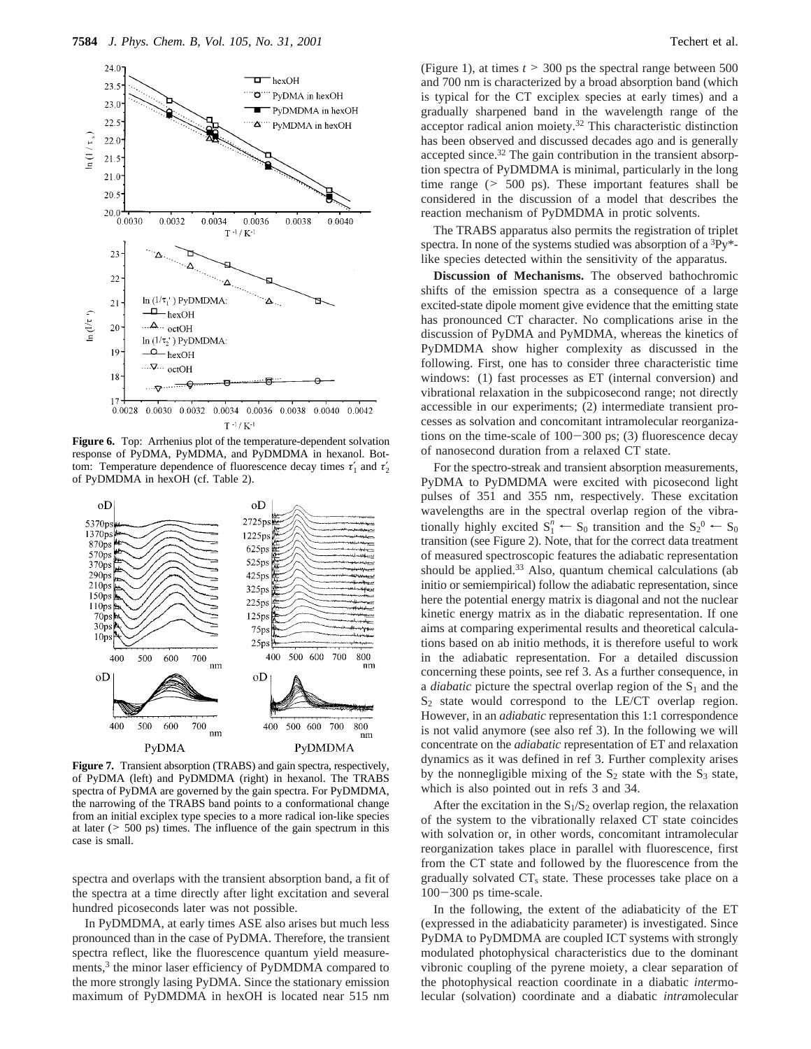**Figure 6.** Top: Arrhenius plot of the temperature-dependent solvation response of PyDMA, PyMDMA, and PyDMDMA in hexanol. Bottom: Temperature dependence of fluorescence decay times $\tau_1'$ and $\tau_2'$ of PyDMDMA in hexOH (cf. Table 2).

**Figure 7.** Transient absorption (TRABS) and gain spectra, respectively, of PyDMA (left) and PyDMDMA (right) in hexanol. The TRABS spectra of PyDMA are governed by the gain spectra. For PyDMDMA, the narrowing of the TRABS band points to a conformational change from an initial exciplex type species to a more radical ion-like species at later (> 500 ps) times. The influence of the gain spectrum in this case is small.

spectra and overlaps with the transient absorption band, a fit of the spectra at a time directly after light excitation and several hundred picoseconds later was not possible.

In PyDMDMA, at early times ASE also arises but much less pronounced than in the case of PyDMA. Therefore, the transient spectra reflect, like the fluorescence quantum yield measurements,[3] the minor laser efficiency of PyDMDMA compared to the more strongly lasing PyDMA. Since the stationary emission maximum of PyDMDMA in hexOH is located near 515 nm (Figure 1), at times $t > 300$ ps the spectral range between 500 and 700 nm is characterized by a broad absorption band (which is typical for the CT exciplex species at early times) and a gradually sharpened band in the wavelength range of the acceptor radical anion moiety.[32] This characteristic distinction has been observed and discussed decades ago and is generally accepted since.[32] The gain contribution in the transient absorption spectra of PyDMDMA is minimal, particularly in the long time range (> 500 ps). These important features shall be considered in the discussion of a model that describes the reaction mechanism of PyDMDMA in protic solvents.

The TRABS apparatus also permits the registration of triplet spectra. In none of the systems studied was absorption of a $^3$Py*-like species detected within the sensitivity of the apparatus.

**Discussion of Mechanisms.** The observed bathochromic shifts of the emission spectra as a consequence of a large excited-state dipole moment give evidence that the emitting state has pronounced CT character. No complications arise in the discussion of PyDMA and PyMDMA, whereas the kinetics of PyDMDMA show higher complexity as discussed in the following. First, one has to consider three characteristic time windows: (1) fast processes as ET (internal conversion) and vibrational relaxation in the subpicosecond range; not directly accessible in our experiments; (2) intermediate transient processes as solvation and concomitant intramolecular reorganizations on the time-scale of 100−300 ps; (3) fluorescence decay of nanosecond duration from a relaxed CT state.

For the spectro-streak and transient absorption measurements, PyDMA to PyDMDMA were excited with picosecond light pulses of 351 and 355 nm, respectively. These excitation wavelengths are in the spectral overlap region of the vibrationally highly excited $S_1^n \leftarrow S_0$ transition and the $S_2^0 \leftarrow S_0$ transition (see Figure 2). Note, that for the correct data treatment of measured spectroscopic features the adiabatic representation should be applied.[33] Also, quantum chemical calculations (ab initio or semiempirical) follow the adiabatic representation, since here the potential energy matrix is diagonal and not the nuclear kinetic energy matrix as in the diabatic representation. If one aims at comparing experimental results and theoretical calculations based on ab initio methods, it is therefore useful to work in the adiabatic representation. For a detailed discussion concerning these points, see ref 3. As a further consequence, in a *diabatic* picture the spectral overlap region of the $S_1$ and the $S_2$ state would correspond to the LE/CT overlap region. However, in an *adiabatic* representation this 1:1 correspondence is not valid anymore (see also ref 3). In the following we will concentrate on the *adiabatic* representation of ET and relaxation dynamics as it was defined in ref 3. Further complexity arises by the nonnegligible mixing of the $S_2$ state with the $S_3$ state, which is also pointed out in refs 3 and 34.

After the excitation in the $S_1/S_2$ overlap region, the relaxation of the system to the vibrationally relaxed CT state coincides with solvation or, in other words, concomitant intramolecular reorganization takes place in parallel with fluorescence, first from the CT state and followed by the fluorescence from the gradually solvated $CT_s$ state. These processes take place on a 100−300 ps time-scale.

In the following, the extent of the adiabaticity of the ET (expressed in the adiabaticity parameter) is investigated. Since PyDMA to PyDMDMA are coupled ICT systems with strongly modulated photophysical characteristics due to the dominant vibronic coupling of the pyrene moiety, a clear separation of the photophysical reaction coordinate in a diabatic *inter*molecular (solvation) coordinate and a diabatic *intra*molecular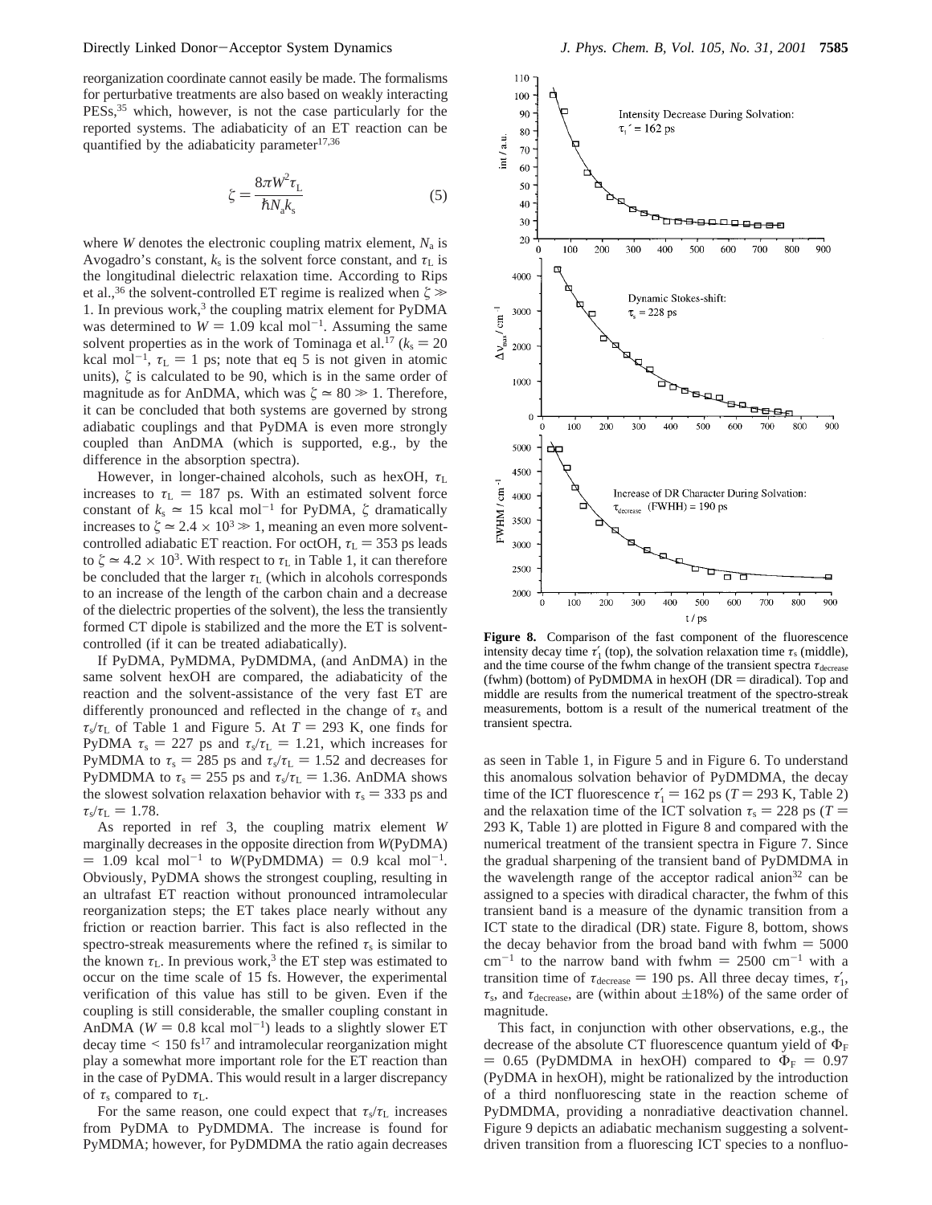reorganization coordinate cannot easily be made. The formalisms for perturbative treatments are also based on weakly interacting PESs,[35] which, however, is not the case particularly for the reported systems. The adiabaticity of an ET reaction can be quantified by the adiabaticity parameter[17,36]

$$\zeta = \frac{8\pi W^2 \tau_L}{\hbar N_a k_s} \tag{5}$$

where $W$ denotes the electronic coupling matrix element, $N_a$ is Avogadro's constant, $k_s$ is the solvent force constant, and $\tau_L$ is the longitudinal dielectric relaxation time. According to Rips et al.,[36] the solvent-controlled ET regime is realized when $\zeta \gg 1$. In previous work,[3] the coupling matrix element for PyDMA was determined to $W = 1.09$ kcal mol$^{-1}$. Assuming the same solvent properties as in the work of Tominaga et al.[17] ($k_s = 20$ kcal mol$^{-1}$, $\tau_L = 1$ ps; note that eq 5 is not given in atomic units), $\zeta$ is calculated to be 90, which is in the same order of magnitude as for AnDMA, which was $\zeta \simeq 80 \gg 1$. Therefore, it can be concluded that both systems are governed by strong adiabatic couplings and that PyDMA is even more strongly coupled than AnDMA (which is supported, e.g., by the difference in the absorption spectra).

However, in longer-chained alcohols, such as hexOH, $\tau_L$ increases to $\tau_L = 187$ ps. With an estimated solvent force constant of $k_s \simeq 15$ kcal mol$^{-1}$ for PyDMA, $\zeta$ dramatically increases to $\zeta \simeq 2.4 \times 10^3 \gg 1$, meaning an even more solvent-controlled adiabatic ET reaction. For octOH, $\tau_L = 353$ ps leads to $\zeta \simeq 4.2 \times 10^3$. With respect to $\tau_L$ in Table 1, it can therefore be concluded that the larger $\tau_L$ (which in alcohols corresponds to an increase of the length of the carbon chain and a decrease of the dielectric properties of the solvent), the less the transiently formed CT dipole is stabilized and the more the ET is solvent-controlled (if it can be treated adiabatically).

If PyDMA, PyMDMA, PyDMDMA, (and AnDMA) in the same solvent hexOH are compared, the adiabaticity of the reaction and the solvent-assistance of the very fast ET are differently pronounced and reflected in the change of $\tau_s$ and $\tau_s/\tau_L$ of Table 1 and Figure 5. At $T = 293$ K, one finds for PyDMA $\tau_s = 227$ ps and $\tau_s/\tau_L = 1.21$, which increases for PyMDMA to $\tau_s = 285$ ps and $\tau_s/\tau_L = 1.52$ and decreases for PyDMDMA to $\tau_s = 255$ ps and $\tau_s/\tau_L = 1.36$. AnDMA shows the slowest solvation relaxation behavior with $\tau_s = 333$ ps and $\tau_s/\tau_L = 1.78$.

As reported in ref 3, the coupling matrix element $W$ marginally decreases in the opposite direction from $W$(PyDMA) $= 1.09$ kcal mol$^{-1}$ to $W$(PyDMDMA) $= 0.9$ kcal mol$^{-1}$. Obviously, PyDMA shows the strongest coupling, resulting in an ultrafast ET reaction without pronounced intramolecular reorganization steps; the ET takes place nearly without any friction or reaction barrier. This fact is also reflected in the spectro-streak measurements where the refined $\tau_s$ is similar to the known $\tau_L$. In previous work,[3] the ET step was estimated to occur on the time scale of 15 fs. However, the experimental verification of this value has still to be given. Even if the coupling is still considerable, the smaller coupling constant in AnDMA ($W = 0.8$ kcal mol$^{-1}$) leads to a slightly slower ET decay time < 150 fs[17] and intramolecular reorganization might play a somewhat more important role for the ET reaction than in the case of PyDMA. This would result in a larger discrepancy of $\tau_s$ compared to $\tau_L$.

For the same reason, one could expect that $\tau_s/\tau_L$ increases from PyDMA to PyDMDMA. The increase is found for PyMDMA; however, for PyDMDMA the ratio again decreases as seen in Table 1, in Figure 5 and in Figure 6. To understand this anomalous solvation behavior of PyDMDMA, the decay time of the ICT fluorescence $\tau_1' = 162$ ps ($T = 293$ K, Table 2) and the relaxation time of the ICT solvation $\tau_s = 228$ ps ($T = 293$ K, Table 1) are plotted in Figure 8 and compared with the numerical treatment of the transient spectra in Figure 7. Since the gradual sharpening of the transient band of PyDMDMA in the wavelength range of the acceptor radical anion[32] can be assigned to a species with diradical character, the fwhm of this transient band is a measure of the dynamic transition from a ICT state to the diradical (DR) state. Figure 8, bottom, shows the decay behavior from the broad band with fwhm = 5000 cm$^{-1}$ to the narrow band with fwhm = 2500 cm$^{-1}$ with a transition time of $\tau_{decrease} = 190$ ps. All three decay times, $\tau_1'$, $\tau_s$, and $\tau_{decrease}$, are (within about ±18%) of the same order of magnitude.

**Figure 8.** Comparison of the fast component of the fluorescence intensity decay time $\tau_1'$ (top), the solvation relaxation time $\tau_s$ (middle), and the time course of the fwhm change of the transient spectra $\tau_{decrease}$ (fwhm) (bottom) of PyDMDMA in hexOH (DR = diradical). Top and middle are results from the numerical treatment of the spectro-streak measurements, bottom is a result of the numerical treatment of the transient spectra.

This fact, in conjunction with other observations, e.g., the decrease of the absolute CT fluorescence quantum yield of $\Phi_F = 0.65$ (PyDMDMA in hexOH) compared to $\Phi_F = 0.97$ (PyDMA in hexOH), might be rationalized by the introduction of a third nonfluorescing state in the reaction scheme of PyDMDMA, providing a nonradiative deactivation channel. Figure 9 depicts an adiabatic mechanism suggesting a solvent-driven transition from a fluorescing ICT species to a nonfluo-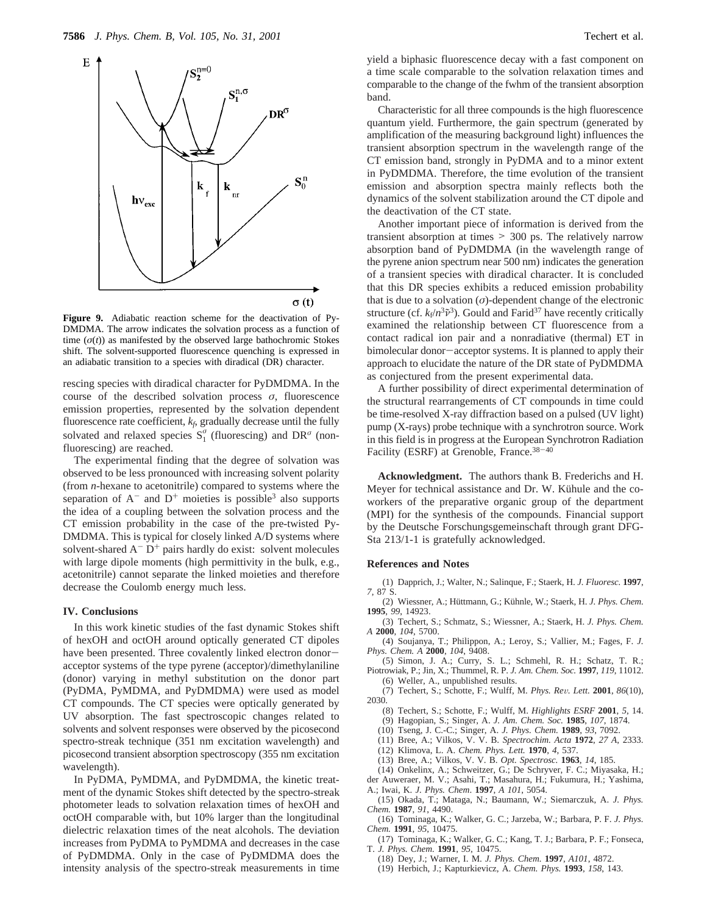E

$S_2^{n=0}$

$S_1^{n,\sigma}$

$DR^\sigma$

$k_f$

$k_{nr}$

$S_0^n$

$h\nu_{exc}$

$\sigma$ (t)

**Figure 9.** Adiabatic reaction scheme for the deactivation of PyDMDMA. The arrow indicates the solvation process as a function of time ($\sigma(t)$) as manifested by the observed large bathochromic Stokes shift. The solvent-supported fluorescence quenching is expressed in an adiabatic transition to a species with diradical (DR) character.

rescing species with diradical character for PyDMDMA. In the course of the described solvation process $\sigma$, fluorescence emission properties, represented by the solvation dependent fluorescence rate coefficient, $k_f$, gradually decrease until the fully solvated and relaxed species $S_1^\sigma$ (fluorescing) and $DR^\sigma$ (nonfluorescing) are reached.

The experimental finding that the degree of solvation was observed to be less pronounced with increasing solvent polarity (from *n*-hexane to acetonitrile) compared to systems where the separation of $A^-$ and $D^+$ moieties is possible[3] also supports the idea of a coupling between the solvation process and the CT emission probability in the case of the pre-twisted PyDMDMA. This is typical for closely linked A/D systems where solvent-shared $A^-$ $D^+$ pairs hardly do exist: solvent molecules with large dipole moments (high permittivity in the bulk, e.g., acetonitrile) cannot separate the linked moieties and therefore decrease the Coulomb energy much less.

## IV. Conclusions

In this work kinetic studies of the fast dynamic Stokes shift of hexOH and octOH around optically generated CT dipoles have been presented. Three covalently linked electron donor–acceptor systems of the type pyrene (acceptor)/dimethylaniline (donor) varying in methyl substitution on the donor part (PyDMA, PyMDMA, and PyDMDMA) were used as model CT compounds. The CT species were optically generated by UV absorption. The fast spectroscopic changes related to solvents and solvent responses were observed by the picosecond spectro-streak technique (351 nm excitation wavelength) and picosecond transient absorption spectroscopy (355 nm excitation wavelength).

In PyDMA, PyMDMA, and PyDMDMA, the kinetic treatment of the dynamic Stokes shift detected by the spectro-streak photometer leads to solvation relaxation times of hexOH and octOH comparable with, but 10% larger than the longitudinal dielectric relaxation times of the neat alcohols. The deviation increases from PyDMA to PyMDMA and decreases in the case of PyDMDMA. Only in the case of PyDMDMA does the intensity analysis of the spectro-streak measurements in time yield a biphasic fluorescence decay with a fast component on a time scale comparable to the solvation relaxation times and comparable to the change of the fwhm of the transient absorption band.

Characteristic for all three compounds is the high fluorescence quantum yield. Furthermore, the gain spectrum (generated by amplification of the measuring background light) influences the transient absorption spectrum in the wavelength range of the CT emission band, strongly in PyDMA and to a minor extent in PyDMDMA. Therefore, the time evolution of the transient emission and absorption spectra mainly reflects both the dynamics of the solvent stabilization around the CT dipole and the deactivation of the CT state.

Another important piece of information is derived from the transient absorption at times > 300 ps. The relatively narrow absorption band of PyDMDMA (in the wavelength range of the pyrene anion spectrum near 500 nm) indicates the generation of a transient species with diradical character. It is concluded that this DR species exhibits a reduced emission probability that is due to a solvation ($\sigma$)-dependent change of the electronic structure (cf. $k_f/n^3\tilde{\nu}^3$). Gould and Farid[37] have recently critically examined the relationship between CT fluorescence from a contact radical ion pair and a nonradiative (thermal) ET in bimolecular donor–acceptor systems. It is planned to apply their approach to elucidate the nature of the DR state of PyDMDMA as conjectured from the present experimental data.

A further possibility of direct experimental determination of the structural rearrangements of CT compounds in time could be time-resolved X-ray diffraction based on a pulsed (UV light) pump (X-rays) probe technique with a synchrotron source. Work in this field is in progress at the European Synchrotron Radiation Facility (ESRF) at Grenoble, France.[38–40]

**Acknowledgment.** The authors thank B. Frederichs and H. Meyer for technical assistance and Dr. W. Kühule and the coworkers of the preparative organic group of the department (MPI) for the synthesis of the compounds. Financial support by the Deutsche Forschungsgemeinschaft through grant DFG-Sta 213/1-1 is gratefully acknowledged.

## References and Notes

(1) Dapprich, J.; Walter, N.; Salinque, F.; Staerk, H. *J. Fluoresc.* **1997**, *7*, 87 S.
(2) Wiessner, A.; Hüttmann, G.; Kühnle, W.; Staerk, H. *J. Phys. Chem.* **1995**, *99*, 14923.
(3) Techert, S.; Schmatz, S.; Wiessner, A.; Staerk, H. *J. Phys. Chem. A* **2000**, *104*, 5700.
(4) Soujanya, T.; Philippon, A.; Leroy, S.; Vallier, M.; Fages, F. *J. Phys. Chem. A* **2000**, *104*, 9408.
(5) Simon, J. A.; Curry, S. L.; Schmehl, R. H.; Schatz, T. R.; Piotrowiak, P.; Jin, X.; Thummel, R. P. *J. Am. Chem. Soc.* **1997**, *119*, 11012.
(6) Weller, A., unpublished results.
(7) Techert, S.; Schotte, F.; Wulff, M. *Phys. Rev. Lett.* **2001**, *86*(10), 2030.
(8) Techert, S.; Schotte, F.; Wulff, M. *Highlights ESRF* **2001**, *5*, 14.
(9) Hagopian, S.; Singer, A. *J. Am. Chem. Soc.* **1985**, *107*, 1874.
(10) Tseng, J. C.-C.; Singer, A. *J. Phys. Chem.* **1989**, *93*, 7092.
(11) Bree, A.; Vilkos, V. V. B. *Spectrochim. Acta* **1972**, *27 A*, 2333.
(12) Klimova, L. A. *Chem. Phys. Lett.* **1970**, *4*, 537.
(13) Bree, A.; Vilkos, V. V. B. *Opt. Spectrosc.* **1963**, *14*, 185.
(14) Onkelinx, A.; Schweitzer, G.; De Schryver, F. C.; Miyasaka, H.; der Auweraer, M. V.; Asahi, T.; Masahura, H.; Fukumura, H.; Yashima, A.; Iwai, K. *J. Phys. Chem.* **1997**, *A 101*, 5054.
(15) Okada, T.; Mataga, N.; Baumann, W.; Siemarczuk, A. *J. Phys. Chem.* **1987**, *91*, 4490.
(16) Tominaga, K.; Walker, G. C.; Jarzeba, W.; Barbara, P. F. *J. Phys. Chem.* **1991**, *95*, 10475.
(17) Tominaga, K.; Walker, G. C.; Kang, T. J.; Barbara, P. F.; Fonseca, T. *J. Phys. Chem.* **1991**, *95*, 10475.
(18) Dey, J.; Warner, I. M. *J. Phys. Chem.* **1997**, *A101*, 4872.
(19) Herbich, J.; Kapturkievicz, A. *Chem. Phys.* **1993**, *158*, 143.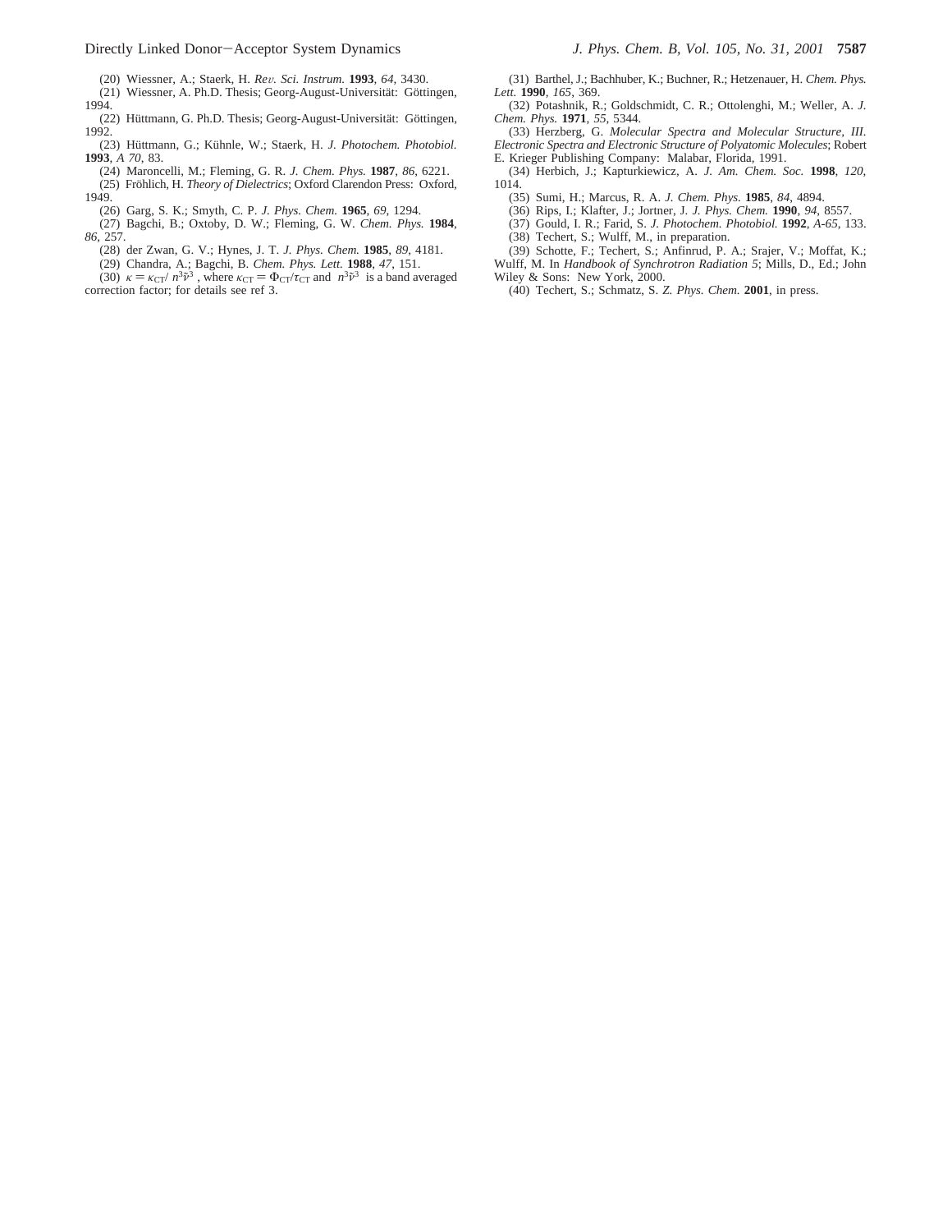(20) Wiessner, A.; Staerk, H. *Rev. Sci. Instrum.* **1993**, *64*, 3430.

(21) Wiessner, A. Ph.D. Thesis; Georg-August-Universität: Göttingen, 1994.

(22) Hüttmann, G. Ph.D. Thesis; Georg-August-Universität: Göttingen, 1992.

(23) Hüttmann, G.; Kühnle, W.; Staerk, H. *J. Photochem. Photobiol.* **1993**, *A 70*, 83.

(24) Maroncelli, M.; Fleming, G. R. *J. Chem. Phys.* **1987**, *86*, 6221.

(25) Fröhlich, H. *Theory of Dielectrics*; Oxford Clarendon Press: Oxford, 1949.

(26) Garg, S. K.; Smyth, C. P. *J. Phys. Chem.* **1965**, *69*, 1294.

(27) Bagchi, B.; Oxtoby, D. W.; Fleming, G. W. *Chem. Phys.* **1984**, *86*, 257.

(28) der Zwan, G. V.; Hynes, J. T. *J. Phys. Chem.* **1985**, *89*, 4181.

(29) Chandra, A.; Bagchi, B. *Chem. Phys. Lett.* **1988**, *47*, 151.

(30) $\kappa = \kappa_{CT}/\langle n^3\tilde{\nu}^3\rangle$, where $\kappa_{CT} = \Phi_{CT}/\tau_{CT}$ and $\langle n^3\tilde{\nu}^3\rangle$ is a band averaged correction factor; for details see ref 3.

(31) Barthel, J.; Bachhuber, K.; Buchner, R.; Hetzenauer, H. *Chem. Phys. Lett.* **1990**, *165*, 369.

(32) Potashnik, R.; Goldschmidt, C. R.; Ottolenghi, M.; Weller, A. *J. Chem. Phys.* **1971**, *55*, 5344.

(33) Herzberg, G. *Molecular Spectra and Molecular Structure, III. Electronic Spectra and Electronic Structure of Polyatomic Molecules*; Robert E. Krieger Publishing Company: Malabar, Florida, 1991.

(34) Herbich, J.; Kapturkiewicz, A. *J. Am. Chem. Soc.* **1998**, *120*, 1014.

(35) Sumi, H.; Marcus, R. A. *J. Chem. Phys.* **1985**, *84*, 4894.

(36) Rips, I.; Klafter, J.; Jortner, J. *J. Phys. Chem.* **1990**, *94*, 8557.

(37) Gould, I. R.; Farid, S. *J. Photochem. Photobiol.* **1992**, *A-65*, 133.

(38) Techert, S.; Wulff, M., in preparation.

(39) Schotte, F.; Techert, S.; Anfinrud, P. A.; Srajer, V.; Moffat, K.; Wulff, M. In *Handbook of Synchrotron Radiation 5*; Mills, D., Ed.; John Wiley & Sons: New York, 2000.

(40) Techert, S.; Schmatz, S. *Z. Phys. Chem.* **2001**, in press.